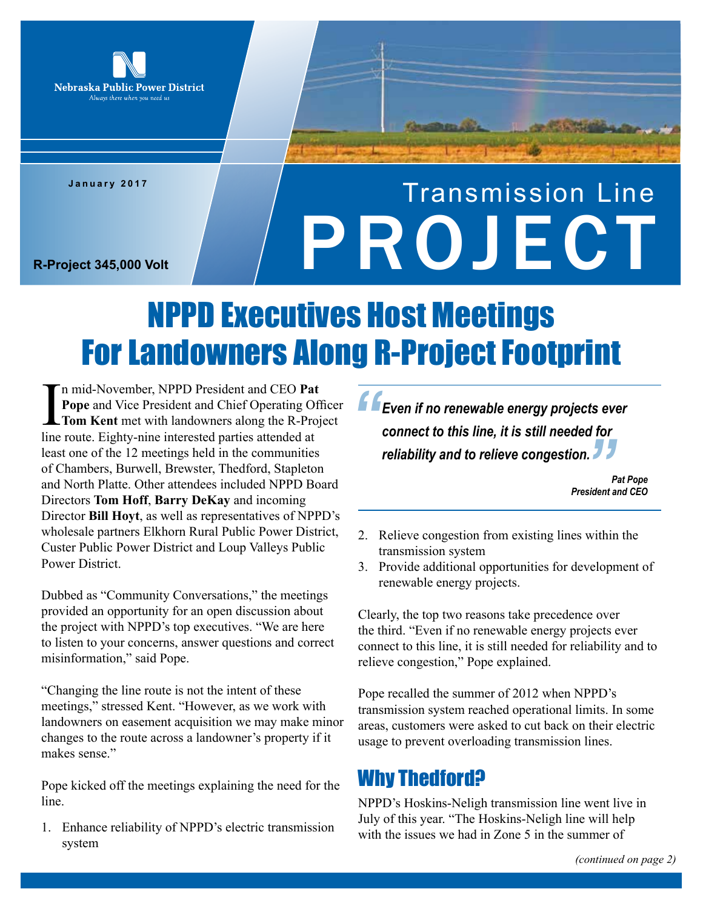Nebraska Public Power District

*Always there when you need us*

January 2017

R-Project 345,000 Volt

# Transmission Line PROJECT

## NPPD Executives Host Meetings For Landowners Along R-Project Footprint

In mid-November, NPPD President and CEO **Pat Pope** and Vice President and Chief Operating Officer **Tom Kent** met with landowners along the R-Project line route. Eighty-nine interested parties attended at least one of the 12 meetings held in the communities of Chambers, Burwell, Brewster, Thedford, Stapleton and North Platte. Other attendees included NPPD Board Directors **Tom Hoff**, **Barry DeKay** and incoming Director **Bill Hoyt**, as well as representatives of NPPD's wholesale partners Elkhorn Rural Public Power District, Custer Public Power District and Loup Valleys Public Power District.

Dubbed as "Community Conversations," the meetings provided an opportunity for an open discussion about the project with NPPD's top executives. "We are here to listen to your concerns, answer questions and correct misinformation," said Pope.

"Changing the line route is not the intent of these meetings," stressed Kent. "However, as we work with landowners on easement acquisition we may make minor changes to the route across a landowner's property if it makes sense."

Pope kicked off the meetings explaining the need for the line.

1. Enhance reliability of NPPD's electric transmission system
2. Relieve congestion from existing lines within the transmission system
3. Provide additional opportunities for development of renewable energy projects.

> ***"Even if no renewable energy projects ever connect to this line, it is still needed for reliability and to relieve congestion."***
>
> ***Pat Pope***
> ***President and CEO***

Clearly, the top two reasons take precedence over the third. "Even if no renewable energy projects ever connect to this line, it is still needed for reliability and to relieve congestion," Pope explained.

Pope recalled the summer of 2012 when NPPD's transmission system reached operational limits. In some areas, customers were asked to cut back on their electric usage to prevent overloading transmission lines.

### Why Thedford?

NPPD's Hoskins-Neligh transmission line went live in July of this year. "The Hoskins-Neligh line will help with the issues we had in Zone 5 in the summer of

*(continued on page 2)*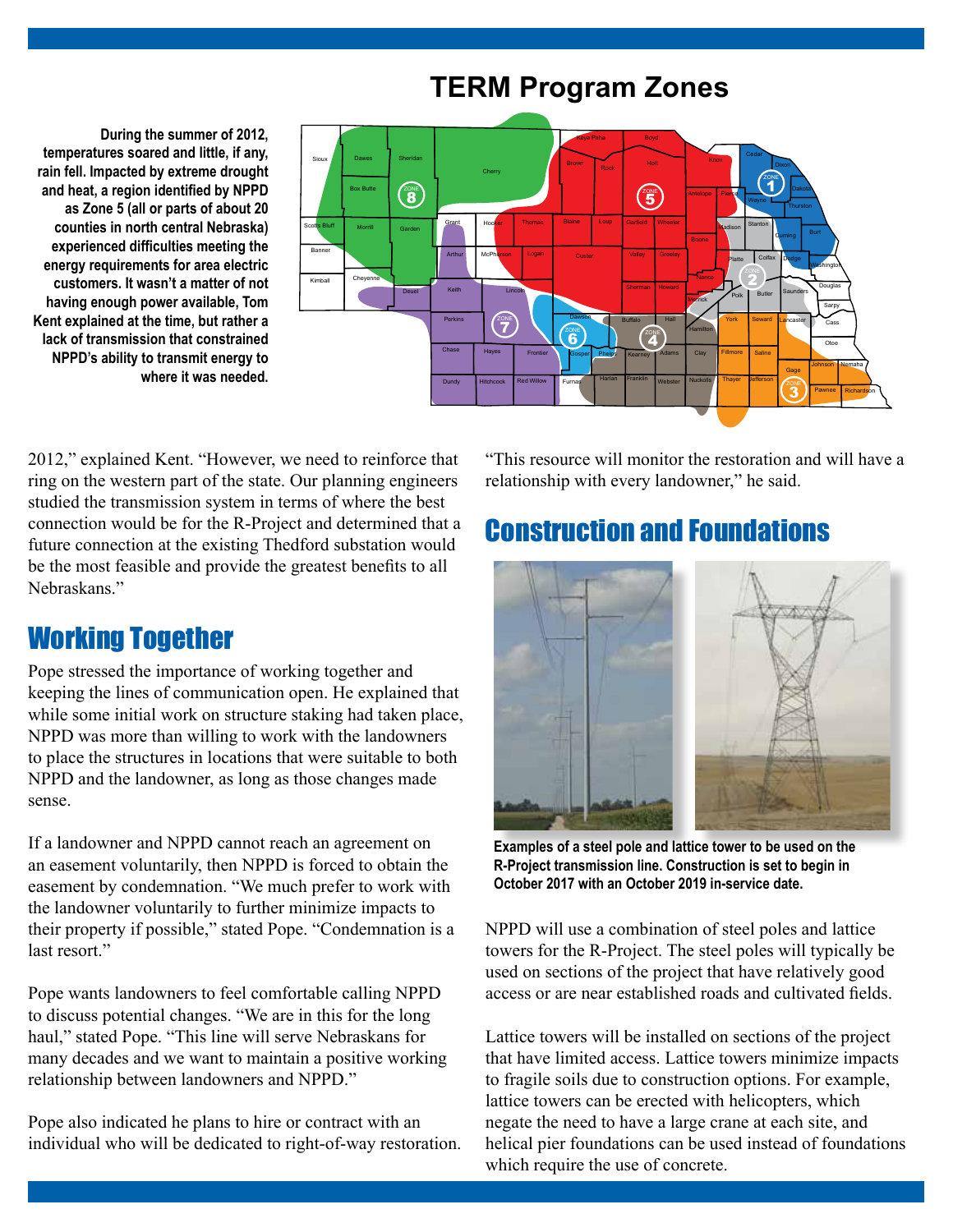## TERM Program Zones

**During the summer of 2012, temperatures soared and little, if any, rain fell. Impacted by extreme drought and heat, a region identified by NPPD as Zone 5 (all or parts of about 20 counties in north central Nebraska) experienced difficulties meeting the energy requirements for area electric customers. It wasn't a matter of not having enough power available, Tom Kent explained at the time, but rather a lack of transmission that constrained NPPD's ability to transmit energy to where it was needed.**

2012," explained Kent. "However, we need to reinforce that ring on the western part of the state. Our planning engineers studied the transmission system in terms of where the best connection would be for the R-Project and determined that a future connection at the existing Thedford substation would be the most feasible and provide the greatest benefits to all Nebraskans."

## Working Together

Pope stressed the importance of working together and keeping the lines of communication open. He explained that while some initial work on structure staking had taken place, NPPD was more than willing to work with the landowners to place the structures in locations that were suitable to both NPPD and the landowner, as long as those changes made sense.

If a landowner and NPPD cannot reach an agreement on an easement voluntarily, then NPPD is forced to obtain the easement by condemnation. "We much prefer to work with the landowner voluntarily to further minimize impacts to their property if possible," stated Pope. "Condemnation is a last resort."

Pope wants landowners to feel comfortable calling NPPD to discuss potential changes. "We are in this for the long haul," stated Pope. "This line will serve Nebraskans for many decades and we want to maintain a positive working relationship between landowners and NPPD."

Pope also indicated he plans to hire or contract with an individual who will be dedicated to right-of-way restoration. "This resource will monitor the restoration and will have a relationship with every landowner," he said.

## Construction and Foundations

**Examples of a steel pole and lattice tower to be used on the R-Project transmission line. Construction is set to begin in October 2017 with an October 2019 in-service date.**

NPPD will use a combination of steel poles and lattice towers for the R-Project. The steel poles will typically be used on sections of the project that have relatively good access or are near established roads and cultivated fields.

Lattice towers will be installed on sections of the project that have limited access. Lattice towers minimize impacts to fragile soils due to construction options. For example, lattice towers can be erected with helicopters, which negate the need to have a large crane at each site, and helical pier foundations can be used instead of foundations which require the use of concrete.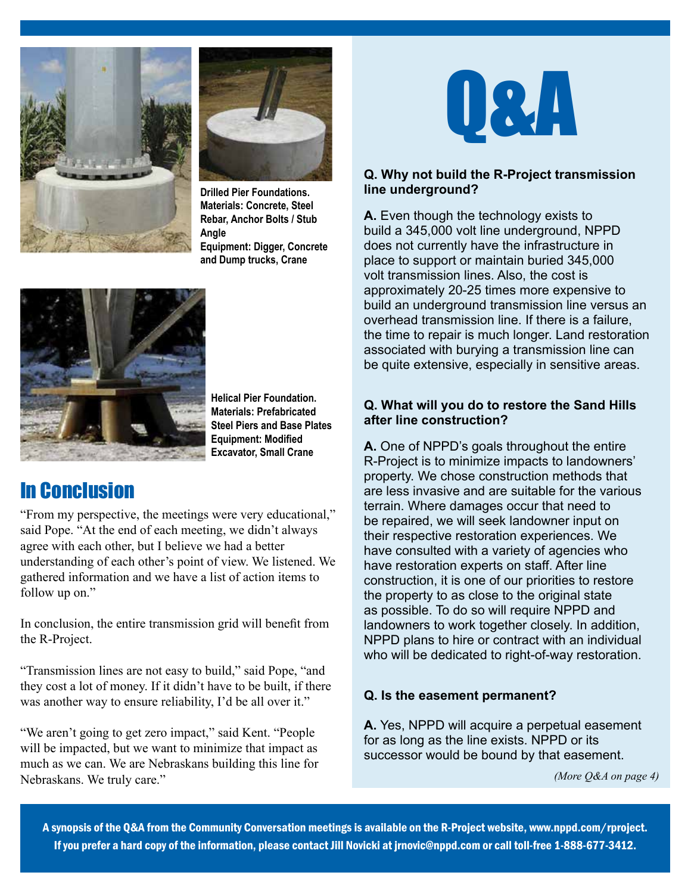Drilled Pier Foundations.
Materials: Concrete, Steel Rebar, Anchor Bolts / Stub Angle
Equipment: Digger, Concrete and Dump trucks, Crane

Helical Pier Foundation.
Materials: Prefabricated Steel Piers and Base Plates
Equipment: Modified Excavator, Small Crane

## In Conclusion

"From my perspective, the meetings were very educational," said Pope. "At the end of each meeting, we didn't always agree with each other, but I believe we had a better understanding of each other's point of view. We listened. We gathered information and we have a list of action items to follow up on."

In conclusion, the entire transmission grid will benefit from the R-Project.

"Transmission lines are not easy to build," said Pope, "and they cost a lot of money. If it didn't have to be built, if there was another way to ensure reliability, I'd be all over it."

"We aren't going to get zero impact," said Kent. "People will be impacted, but we want to minimize that impact as much as we can. We are Nebraskans building this line for Nebraskans. We truly care."

# Q&A

**Q. Why not build the R-Project transmission line underground?**

**A.** Even though the technology exists to build a 345,000 volt line underground, NPPD does not currently have the infrastructure in place to support or maintain buried 345,000 volt transmission lines. Also, the cost is approximately 20-25 times more expensive to build an underground transmission line versus an overhead transmission line. If there is a failure, the time to repair is much longer. Land restoration associated with burying a transmission line can be quite extensive, especially in sensitive areas.

**Q. What will you do to restore the Sand Hills after line construction?**

**A.** One of NPPD's goals throughout the entire R-Project is to minimize impacts to landowners' property. We chose construction methods that are less invasive and are suitable for the various terrain. Where damages occur that need to be repaired, we will seek landowner input on their respective restoration experiences. We have consulted with a variety of agencies who have restoration experts on staff. After line construction, it is one of our priorities to restore the property to as close to the original state as possible. To do so will require NPPD and landowners to work together closely. In addition, NPPD plans to hire or contract with an individual who will be dedicated to right-of-way restoration.

**Q. Is the easement permanent?**

**A.** Yes, NPPD will acquire a perpetual easement for as long as the line exists. NPPD or its successor would be bound by that easement.

*(More Q&A on page 4)*

**A synopsis of the Q&A from the Community Conversation meetings is available on the R-Project website, www.nppd.com/rproject. If you prefer a hard copy of the information, please contact Jill Novicki at jrnovic@nppd.com or call toll-free 1-888-677-3412.**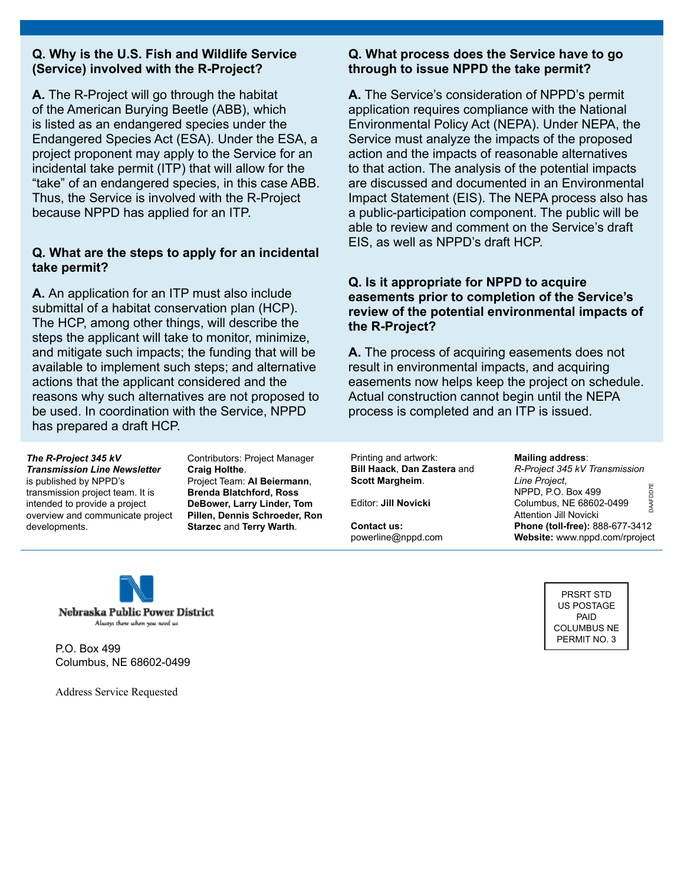**Q. Why is the U.S. Fish and Wildlife Service (Service) involved with the R-Project?**

**A.** The R-Project will go through the habitat of the American Burying Beetle (ABB), which is listed as an endangered species under the Endangered Species Act (ESA). Under the ESA, a project proponent may apply to the Service for an incidental take permit (ITP) that will allow for the "take" of an endangered species, in this case ABB. Thus, the Service is involved with the R-Project because NPPD has applied for an ITP.

**Q. What are the steps to apply for an incidental take permit?**

**A.** An application for an ITP must also include submittal of a habitat conservation plan (HCP). The HCP, among other things, will describe the steps the applicant will take to monitor, minimize, and mitigate such impacts; the funding that will be available to implement such steps; and alternative actions that the applicant considered and the reasons why such alternatives are not proposed to be used. In coordination with the Service, NPPD has prepared a draft HCP.

**Q. What process does the Service have to go through to issue NPPD the take permit?**

**A.** The Service's consideration of NPPD's permit application requires compliance with the National Environmental Policy Act (NEPA). Under NEPA, the Service must analyze the impacts of the proposed action and the impacts of reasonable alternatives to that action. The analysis of the potential impacts are discussed and documented in an Environmental Impact Statement (EIS). The NEPA process also has a public-participation component. The public will be able to review and comment on the Service's draft EIS, as well as NPPD's draft HCP.

**Q. Is it appropriate for NPPD to acquire easements prior to completion of the Service's review of the potential environmental impacts of the R-Project?**

**A.** The process of acquiring easements does not result in environmental impacts, and acquiring easements now helps keep the project on schedule. Actual construction cannot begin until the NEPA process is completed and an ITP is issued.

***The R-Project 345 kV Transmission Line Newsletter*** is published by NPPD's transmission project team. It is intended to provide a project overview and communicate project developments.

Contributors: Project Manager **Craig Holthe**. Project Team: **Al Beiermann**, **Brenda Blatchford, Ross DeBower, Larry Linder, Tom Pillen, Dennis Schroeder, Ron Starzec** and **Terry Warth**.

Printing and artwork: **Bill Haack**, **Dan Zastera** and **Scott Margheim**.

Editor: **Jill Novicki**

**Contact us:** powerline@nppd.com

**Mailing address**: *R-Project 345 kV Transmission Line Project*, NPPD, P.O. Box 499 Columbus, NE 68602-0499 Attention Jill Novicki
**Phone (toll-free):** 888-677-3412
**Website:** www.nppd.com/rproject

DAAFDD7E

Nebraska Public Power District
Always there when you need us

P.O. Box 499
Columbus, NE 68602-0499

Address Service Requested

PRSRT STD
US POSTAGE
PAID
COLUMBUS NE
PERMIT NO. 3